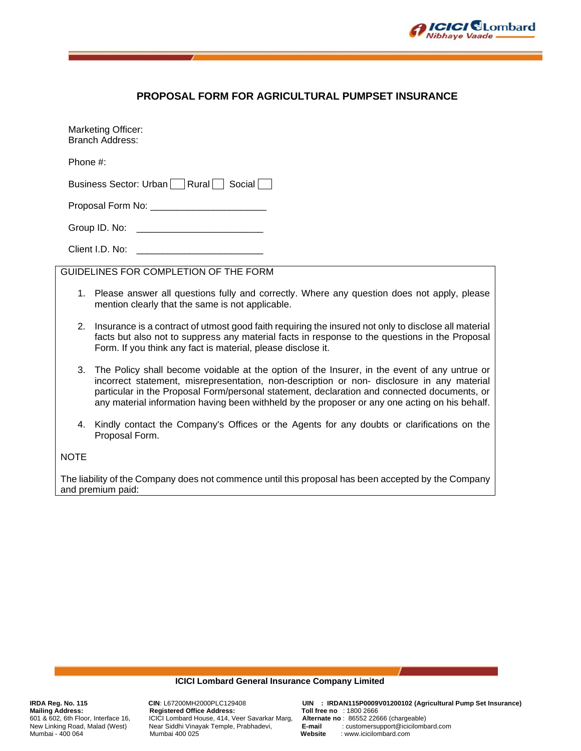# PROPOSAL FORM FOR AGRICULTURAL PUMPSET INSURANCE

Marketing Officer:
Branch Address:

Phone #:

Business Sector: Urban ☐ Rural ☐ Social ☐

Proposal Form No: ______________________

Group ID. No: ________________________

Client I.D. No: ________________________

GUIDELINES FOR COMPLETION OF THE FORM

1. Please answer all questions fully and correctly. Where any question does not apply, please mention clearly that the same is not applicable.

2. Insurance is a contract of utmost good faith requiring the insured not only to disclose all material facts but also not to suppress any material facts in response to the questions in the Proposal Form. If you think any fact is material, please disclose it.

3. The Policy shall become voidable at the option of the Insurer, in the event of any untrue or incorrect statement, misrepresentation, non-description or non- disclosure in any material particular in the Proposal Form/personal statement, declaration and connected documents, or any material information having been withheld by the proposer or any one acting on his behalf.

4. Kindly contact the Company's Offices or the Agents for any doubts or clarifications on the Proposal Form.

NOTE

The liability of the Company does not commence until this proposal has been accepted by the Company and premium paid:

**ICICI Lombard General Insurance Company Limited**

**IRDA Reg. No. 115**
**Mailing Address:**
601 & 602, 6th Floor, Interface 16,
New Linking Road, Malad (West)
Mumbai - 400 064

**CIN**: L67200MH2000PLC129408
**Registered Office Address:**
ICICI Lombard House, 414, Veer Savarkar Marg,
Near Siddhi Vinayak Temple, Prabhadevi,
Mumbai 400 025

**UIN : IRDAN115P0009V01200102 (Agricultural Pump Set Insurance)**
**Toll free no** : 1800 2666
**Alternate no** : 86552 22666 (chargeable)
**E-mail** : customersupport@icicilombard.com
**Website** : www.icicilombard.com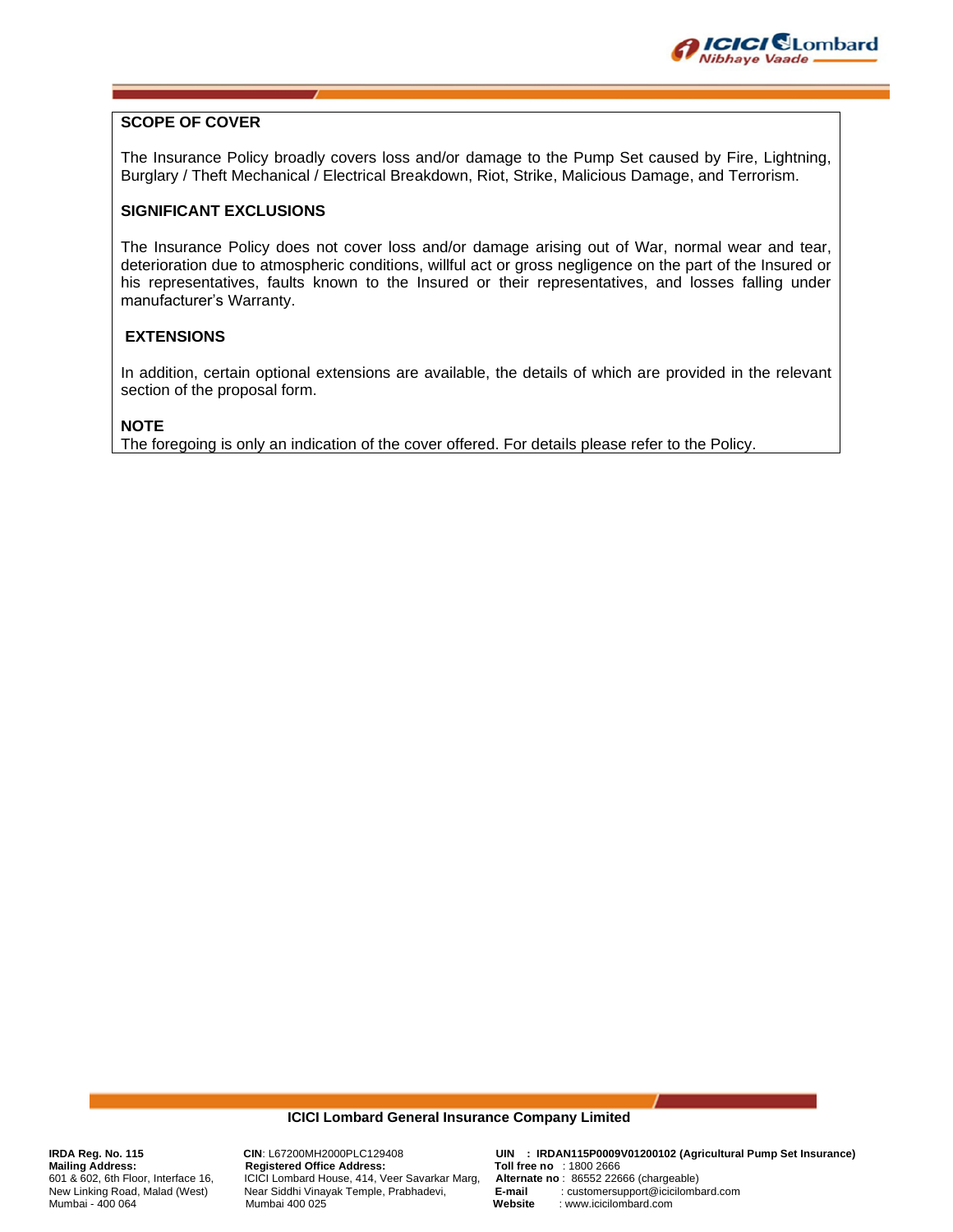## SCOPE OF COVER

The Insurance Policy broadly covers loss and/or damage to the Pump Set caused by Fire, Lightning, Burglary / Theft Mechanical / Electrical Breakdown, Riot, Strike, Malicious Damage, and Terrorism.

## SIGNIFICANT EXCLUSIONS

The Insurance Policy does not cover loss and/or damage arising out of War, normal wear and tear, deterioration due to atmospheric conditions, willful act or gross negligence on the part of the Insured or his representatives, faults known to the Insured or their representatives, and losses falling under manufacturer's Warranty.

## EXTENSIONS

In addition, certain optional extensions are available, the details of which are provided in the relevant section of the proposal form.

## NOTE

The foregoing is only an indication of the cover offered. For details please refer to the Policy.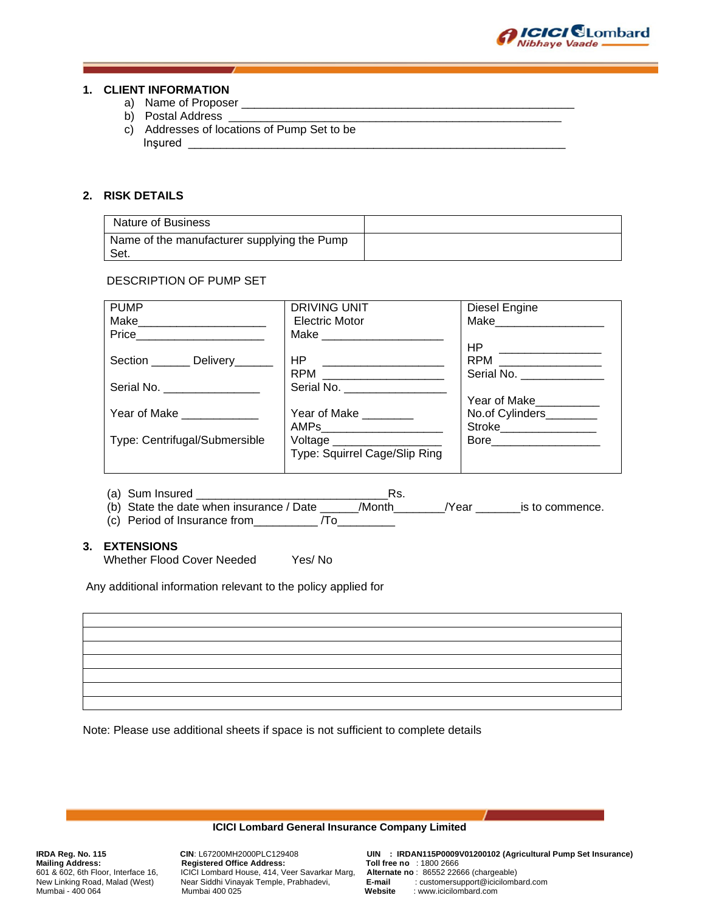## 1. CLIENT INFORMATION

a) Name of Proposer ____________________________________________________

b) Postal Address ____________________________________________________

c) Addresses of locations of Pump Set to be Insured ____________________________________________________

## 2. RISK DETAILS

| Nature of Business | |
|---|---|
| Name of the manufacturer supplying the Pump Set. | |

DESCRIPTION OF PUMP SET

| PUMP | DRIVING UNIT | Diesel Engine |
|---|---|---|
| Make____________________<br>Price____________________<br><br>Section ______ Delivery______<br><br>Serial No. _______________<br><br>Year of Make ____________<br><br>Type: Centrifugal/Submersible | Electric Motor<br>Make ____________________<br><br>HP ____________________<br>RPM ____________________<br>Serial No. ________________<br><br>Year of Make ________<br>AMPs__________________<br>Voltage _________________<br>Type: Squirrel Cage/Slip Ring | Make_________________<br><br>HP ________________<br>RPM ________________<br>Serial No. _____________<br><br>Year of Make__________<br>No.of Cylinders________<br>Stroke_______________<br>Bore_________________ |

(a) Sum Insured ______________________________Rs.

(b) State the date when insurance / Date ______/Month________/Year _______is to commence.

(c) Period of Insurance from__________ /To_________

## 3. EXTENSIONS

Whether Flood Cover Needed Yes/ No

Any additional information relevant to the policy applied for

| |
|---|
| |
| |
| |
| |
| |
| |

Note: Please use additional sheets if space is not sufficient to complete details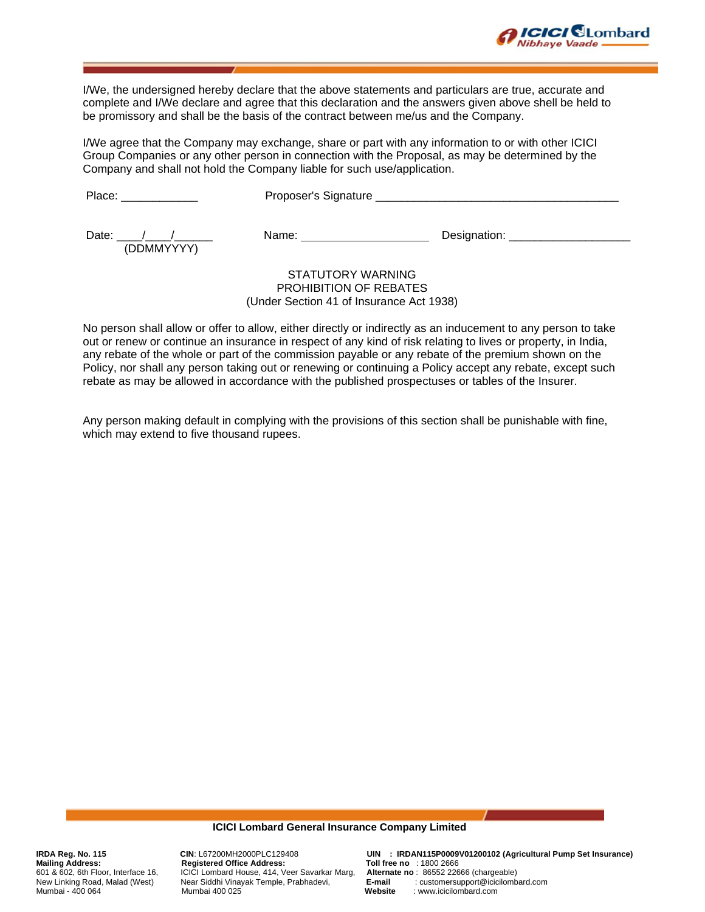I/We, the undersigned hereby declare that the above statements and particulars are true, accurate and complete and I/We declare and agree that this declaration and the answers given above shell be held to be promissory and shall be the basis of the contract between me/us and the Company.

I/We agree that the Company may exchange, share or part with any information to or with other ICICI Group Companies or any other person in connection with the Proposal, as may be determined by the Company and shall not hold the Company liable for such use/application.

Place: ____________ Proposer's Signature ______________________________________

Date: ____/____/______ (DDMMYYYY) Name: ____________________ Designation: ___________________

STATUTORY WARNING
PROHIBITION OF REBATES
(Under Section 41 of Insurance Act 1938)

No person shall allow or offer to allow, either directly or indirectly as an inducement to any person to take out or renew or continue an insurance in respect of any kind of risk relating to lives or property, in India, any rebate of the whole or part of the commission payable or any rebate of the premium shown on the Policy, nor shall any person taking out or renewing or continuing a Policy accept any rebate, except such rebate as may be allowed in accordance with the published prospectuses or tables of the Insurer.

Any person making default in complying with the provisions of this section shall be punishable with fine, which may extend to five thousand rupees.

**ICICI Lombard General Insurance Company Limited**

**IRDA Reg. No. 115**
**Mailing Address:**
601 & 602, 6th Floor, Interface 16,
New Linking Road, Malad (West)
Mumbai - 400 064

**CIN**: L67200MH2000PLC129408
**Registered Office Address:**
ICICI Lombard House, 414, Veer Savarkar Marg,
Near Siddhi Vinayak Temple, Prabhadevi,
Mumbai 400 025

**UIN : IRDAN115P0009V01200102 (Agricultural Pump Set Insurance)**
**Toll free no** : 1800 2666
**Alternate no** : 86552 22666 (chargeable)
**E-mail** : customersupport@icicilombard.com
**Website** : www.icicilombard.com